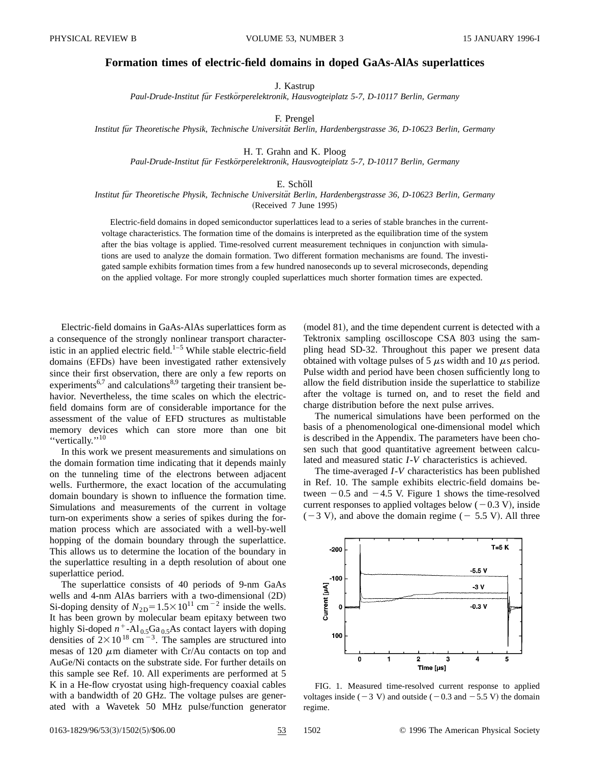# Formation times of electric-field domains in doped GaAs-AlAs superlattices

J. Kastrup
*Paul-Drude-Institut für Festkörperelektronik, Hausvogteiplatz 5-7, D-10117 Berlin, Germany*

F. Prengel
*Institut für Theoretische Physik, Technische Universität Berlin, Hardenbergstrasse 36, D-10623 Berlin, Germany*

H. T. Grahn and K. Ploog
*Paul-Drude-Institut für Festkörperelektronik, Hausvogteiplatz 5-7, D-10117 Berlin, Germany*

E. Schöll
*Institut für Theoretische Physik, Technische Universität Berlin, Hardenbergstrasse 36, D-10623 Berlin, Germany*
(Received 7 June 1995)

Electric-field domains in doped semiconductor superlattices lead to a series of stable branches in the current-voltage characteristics. The formation time of the domains is interpreted as the equilibration time of the system after the bias voltage is applied. Time-resolved current measurement techniques in conjunction with simulations are used to analyze the domain formation. Two different formation mechanisms are found. The investigated sample exhibits formation times from a few hundred nanoseconds up to several microseconds, depending on the applied voltage. For more strongly coupled superlattices much shorter formation times are expected.

Electric-field domains in GaAs-AlAs superlattices form as a consequence of the strongly nonlinear transport characteristic in an applied electric field.[1–5] While stable electric-field domains (EFDs) have been investigated rather extensively since their first observation, there are only a few reports on experiments[6,7] and calculations[8,9] targeting their transient behavior. Nevertheless, the time scales on which the electric-field domains form are of considerable importance for the assessment of the value of EFD structures as multistable memory devices which can store more than one bit "vertically."[10]

In this work we present measurements and simulations on the domain formation time indicating that it depends mainly on the tunneling time of the electrons between adjacent wells. Furthermore, the exact location of the accumulating domain boundary is shown to influence the formation time. Simulations and measurements of the current in voltage turn-on experiments show a series of spikes during the formation process which are associated with a well-by-well hopping of the domain boundary through the superlattice. This allows us to determine the location of the boundary in the superlattice resulting in a depth resolution of about one superlattice period.

The superlattice consists of 40 periods of 9-nm GaAs wells and 4-nm AlAs barriers with a two-dimensional (2D) Si-doping density of $N_{2D}=1.5\times10^{11}$ cm$^{-2}$ inside the wells. It has been grown by molecular beam epitaxy between two highly Si-doped $n^+$-Al$_{0.5}$Ga$_{0.5}$As contact layers with doping densities of $2\times10^{18}$ cm$^{-3}$. The samples are structured into mesas of 120 $\mu$m diameter with Cr/Au contacts on top and AuGe/Ni contacts on the substrate side. For further details on this sample see Ref. 10. All experiments are performed at 5 K in a He-flow cryostat using high-frequency coaxial cables with a bandwidth of 20 GHz. The voltage pulses are generated with a Wavetek 50 MHz pulse/function generator (model 81), and the time dependent current is detected with a Tektronix sampling oscilloscope CSA 803 using the sampling head SD-32. Throughout this paper we present data obtained with voltage pulses of 5 $\mu$s width and 10 $\mu$s period. Pulse width and period have been chosen sufficiently long to allow the field distribution inside the superlattice to stabilize after the voltage is turned on, and to reset the field and charge distribution before the next pulse arrives.

The numerical simulations have been performed on the basis of a phenomenological one-dimensional model which is described in the Appendix. The parameters have been chosen such that good quantitative agreement between calculated and measured static *I-V* characteristics is achieved.

The time-averaged *I-V* characteristics has been published in Ref. 10. The sample exhibits electric-field domains between −0.5 and −4.5 V. Figure 1 shows the time-resolved current responses to applied voltages below (−0.3 V), inside (−3 V), and above the domain regime (− 5.5 V). All three

FIG. 1. Measured time-resolved current response to applied voltages inside (−3 V) and outside (−0.3 and −5.5 V) the domain regime.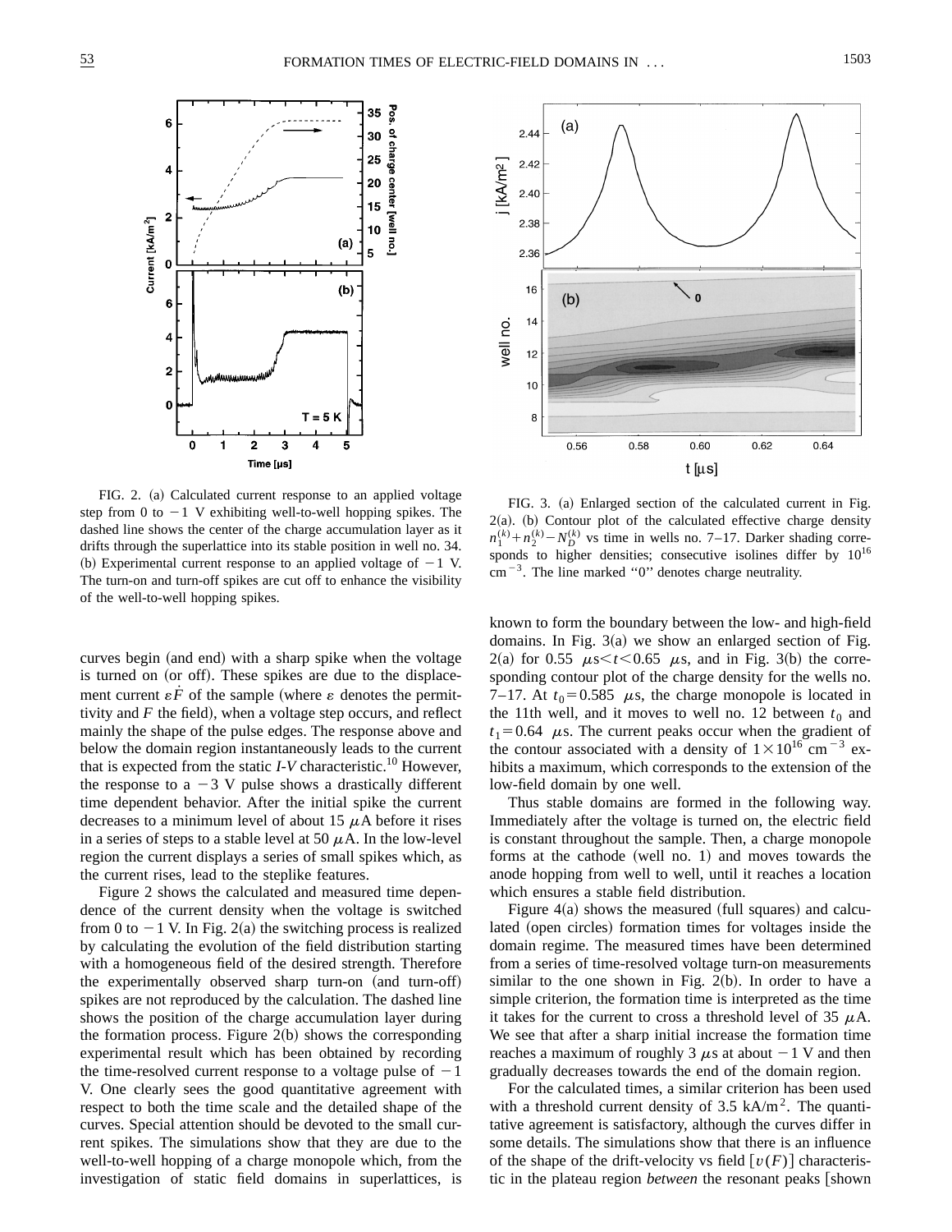FIG. 2. (a) Calculated current response to an applied voltage step from 0 to $-1$ V exhibiting well-to-well hopping spikes. The dashed line shows the center of the charge accumulation layer as it drifts through the superlattice into its stable position in well no. 34. (b) Experimental current response to an applied voltage of $-1$ V. The turn-on and turn-off spikes are cut off to enhance the visibility of the well-to-well hopping spikes.

FIG. 3. (a) Enlarged section of the calculated current in Fig. 2(a). (b) Contour plot of the calculated effective charge density $n_1^{(k)}+n_2^{(k)}-N_D^{(k)}$ vs time in wells no. 7–17. Darker shading corresponds to higher densities; consecutive isolines differ by $10^{16}$ cm$^{-3}$. The line marked "0" denotes charge neutrality.

curves begin (and end) with a sharp spike when the voltage is turned on (or off). These spikes are due to the displacement current $\varepsilon\dot{F}$ of the sample (where $\varepsilon$ denotes the permittivity and $F$ the field), when a voltage step occurs, and reflect mainly the shape of the pulse edges. The response above and below the domain region instantaneously leads to the current that is expected from the static *I-V* characteristic.[10] However, the response to a $-3$ V pulse shows a drastically different time dependent behavior. After the initial spike the current decreases to a minimum level of about 15 $\mu$A before it rises in a series of steps to a stable level at 50 $\mu$A. In the low-level region the current displays a series of small spikes which, as the current rises, lead to the steplike features.

Figure 2 shows the calculated and measured time dependence of the current density when the voltage is switched from 0 to $-1$ V. In Fig. 2(a) the switching process is realized by calculating the evolution of the field distribution starting with a homogeneous field of the desired strength. Therefore the experimentally observed sharp turn-on (and turn-off) spikes are not reproduced by the calculation. The dashed line shows the position of the charge accumulation layer during the formation process. Figure 2(b) shows the corresponding experimental result which has been obtained by recording the time-resolved current response to a voltage pulse of $-1$ V. One clearly sees the good quantitative agreement with respect to both the time scale and the detailed shape of the curves. Special attention should be devoted to the small current spikes. The simulations show that they are due to the well-to-well hopping of a charge monopole which, from the investigation of static field domains in superlattices, is known to form the boundary between the low- and high-field domains. In Fig. 3(a) we show an enlarged section of Fig. 2(a) for 0.55 $\mu$s$<t<$0.65 $\mu$s, and in Fig. 3(b) the corresponding contour plot of the charge density for the wells no. 7–17. At $t_0=0.585$ $\mu$s, the charge monopole is located in the 11th well, and it moves to well no. 12 between $t_0$ and $t_1=0.64$ $\mu$s. The current peaks occur when the gradient of the contour associated with a density of $1\times10^{16}$ cm$^{-3}$ exhibits a maximum, which corresponds to the extension of the low-field domain by one well.

Thus stable domains are formed in the following way. Immediately after the voltage is turned on, the electric field is constant throughout the sample. Then, a charge monopole forms at the cathode (well no. 1) and moves towards the anode hopping from well to well, until it reaches a location which ensures a stable field distribution.

Figure 4(a) shows the measured (full squares) and calculated (open circles) formation times for voltages inside the domain regime. The measured times have been determined from a series of time-resolved voltage turn-on measurements similar to the one shown in Fig. 2(b). In order to have a simple criterion, the formation time is interpreted as the time it takes for the current to cross a threshold level of 35 $\mu$A. We see that after a sharp initial increase the formation time reaches a maximum of roughly 3 $\mu$s at about $-1$ V and then gradually decreases towards the end of the domain region.

For the calculated times, a similar criterion has been used with a threshold current density of 3.5 kA/m$^2$. The quantitative agreement is satisfactory, although the curves differ in some details. The simulations show that there is an influence of the shape of the drift-velocity vs field [$v(F)$] characteristic in the plateau region *between* the resonant peaks [shown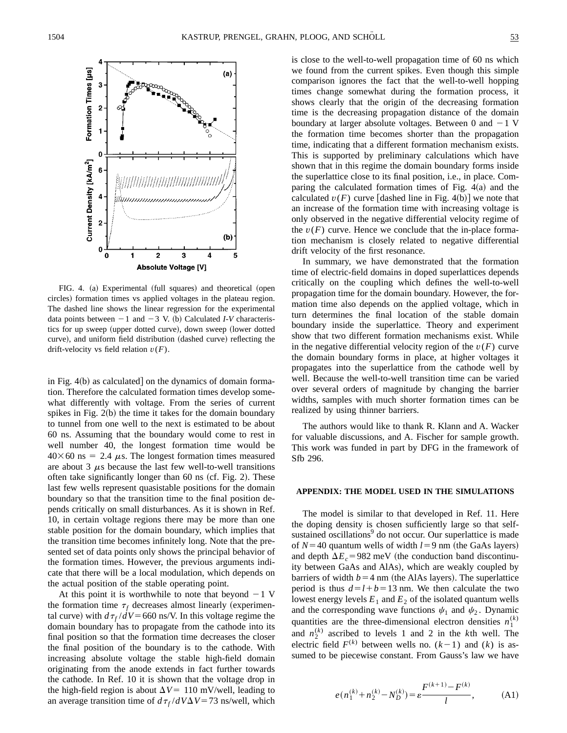FIG. 4. (a) Experimental (full squares) and theoretical (open circles) formation times vs applied voltages in the plateau region. The dashed line shows the linear regression for the experimental data points between $-1$ and $-3$ V. (b) Calculated *I-V* characteristics for up sweep (upper dotted curve), down sweep (lower dotted curve), and uniform field distribution (dashed curve) reflecting the drift-velocity vs field relation $v(F)$.

in Fig. 4(b) as calculated] on the dynamics of domain formation. Therefore the calculated formation times develop somewhat differently with voltage. From the series of current spikes in Fig. 2(b) the time it takes for the domain boundary to tunnel from one well to the next is estimated to be about 60 ns. Assuming that the boundary would come to rest in well number 40, the longest formation time would be $40\times 60$ ns $= 2.4$ $\mu$s. The longest formation times measured are about 3 $\mu$s because the last few well-to-well transitions often take significantly longer than 60 ns (cf. Fig. 2). These last few wells represent quasistable positions for the domain boundary so that the transition time to the final position depends critically on small disturbances. As it is shown in Ref. 10, in certain voltage regions there may be more than one stable position for the domain boundary, which implies that the transition time becomes infinitely long. Note that the presented set of data points only shows the principal behavior of the formation times. However, the previous arguments indicate that there will be a local modulation, which depends on the actual position of the stable operating point.

At this point it is worthwhile to note that beyond $-1$ V the formation time $\tau_f$ decreases almost linearly (experimental curve) with $d\tau_f/dV = 660$ ns/V. In this voltage regime the domain boundary has to propagate from the cathode into its final position so that the formation time decreases the closer the final position of the boundary is to the cathode. With increasing absolute voltage the stable high-field domain originating from the anode extends in fact further towards the cathode. In Ref. 10 it is shown that the voltage drop in the high-field region is about $\Delta V = 110$ mV/well, leading to an average transition time of $d\tau_f/dV\Delta V = 73$ ns/well, which is close to the well-to-well propagation time of 60 ns which we found from the current spikes. Even though this simple comparison ignores the fact that the well-to-well hopping times change somewhat during the formation process, it shows clearly that the origin of the decreasing formation time is the decreasing propagation distance of the domain boundary at larger absolute voltages. Between 0 and $-1$ V the formation time becomes shorter than the propagation time, indicating that a different formation mechanism exists. This is supported by preliminary calculations which have shown that in this regime the domain boundary forms inside the superlattice close to its final position, i.e., in place. Comparing the calculated formation times of Fig. 4(a) and the calculated $v(F)$ curve [dashed line in Fig. 4(b)] we note that an increase of the formation time with increasing voltage is only observed in the negative differential velocity regime of the $v(F)$ curve. Hence we conclude that the in-place formation mechanism is closely related to negative differential drift velocity of the first resonance.

In summary, we have demonstrated that the formation time of electric-field domains in doped superlattices depends critically on the coupling which defines the well-to-well propagation time for the domain boundary. However, the formation time also depends on the applied voltage, which in turn determines the final location of the stable domain boundary inside the superlattice. Theory and experiment show that two different formation mechanisms exist. While in the negative differential velocity region of the $v(F)$ curve the domain boundary forms in place, at higher voltages it propagates into the superlattice from the cathode well by well. Because the well-to-well transition time can be varied over several orders of magnitude by changing the barrier widths, samples with much shorter formation times can be realized by using thinner barriers.

The authors would like to thank R. Klann and A. Wacker for valuable discussions, and A. Fischer for sample growth. This work was funded in part by DFG in the framework of Sfb 296.

## APPENDIX: THE MODEL USED IN THE SIMULATIONS

The model is similar to that developed in Ref. 11. Here the doping density is chosen sufficiently large so that self-sustained oscillations[9] do not occur. Our superlattice is made of $N = 40$ quantum wells of width $l = 9$ nm (the GaAs layers) and depth $\Delta E_c = 982$ meV (the conduction band discontinuity between GaAs and AlAs), which are weakly coupled by barriers of width $b = 4$ nm (the AlAs layers). The superlattice period is thus $d = l + b = 13$ nm. We then calculate the two lowest energy levels $E_1$ and $E_2$ of the isolated quantum wells and the corresponding wave functions $\psi_1$ and $\psi_2$. Dynamic quantities are the three-dimensional electron densities $n_1^{(k)}$ and $n_2^{(k)}$ ascribed to levels 1 and 2 in the $k$th well. The electric field $F^{(k)}$ between wells no. $(k-1)$ and $(k)$ is assumed to be piecewise constant. From Gauss's law we have

$$e(n_1^{(k)} + n_2^{(k)} - N_D^{(k)}) = \varepsilon \frac{F^{(k+1)} - F^{(k)}}{l}, \qquad \text{(A1)}$$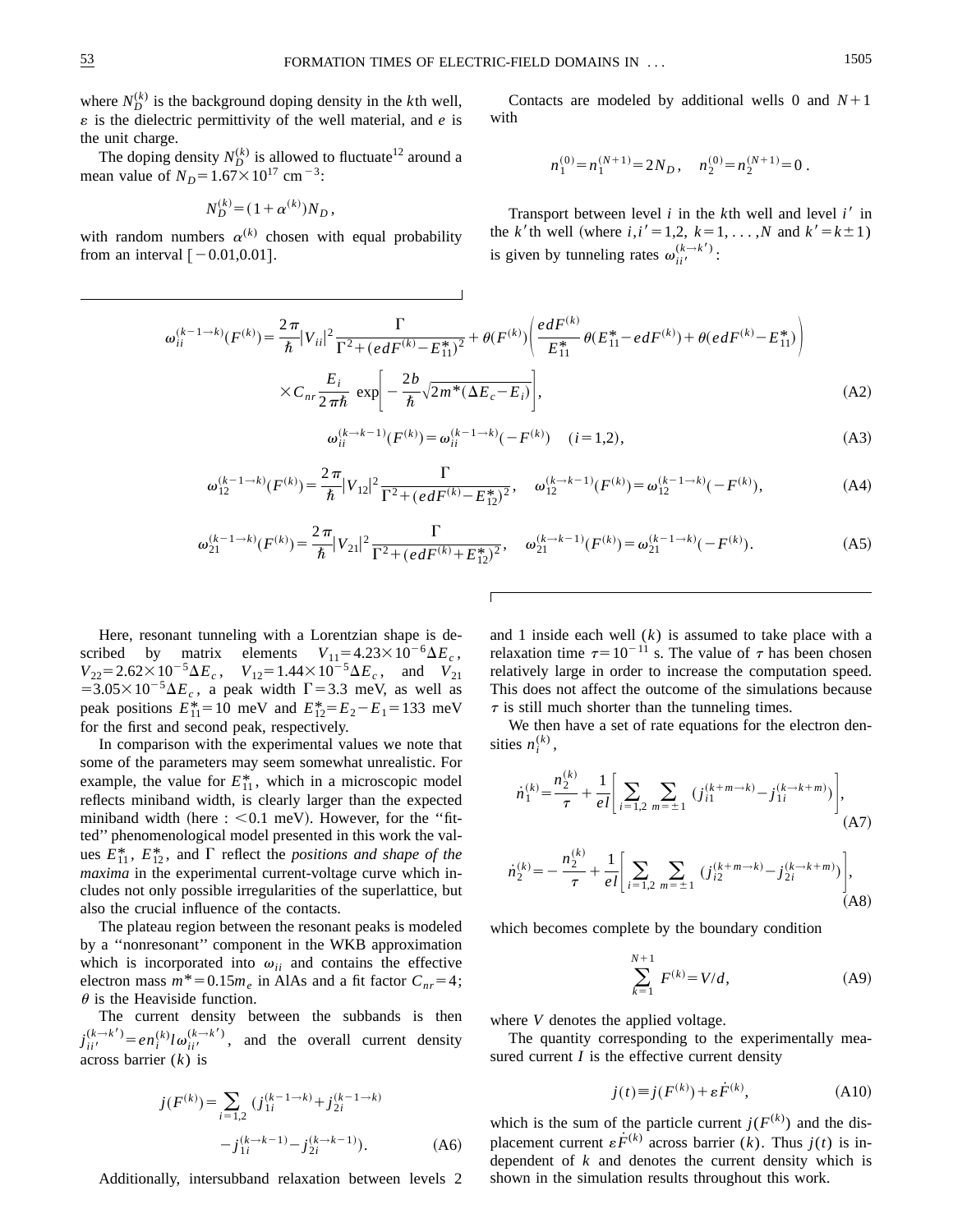where $N_D^{(k)}$ is the background doping density in the $k$th well, $\varepsilon$ is the dielectric permittivity of the well material, and $e$ is the unit charge.

The doping density $N_D^{(k)}$ is allowed to fluctuate[12] around a mean value of $N_D = 1.67\times10^{17}$ cm$^{-3}$:

$$N_D^{(k)} = (1+\alpha^{(k)})N_D,$$

with random numbers $\alpha^{(k)}$ chosen with equal probability from an interval $[-0.01, 0.01]$.

Contacts are modeled by additional wells 0 and $N+1$ with

$$n_1^{(0)} = n_1^{(N+1)} = 2N_D, \quad n_2^{(0)} = n_2^{(N+1)} = 0 .$$

Transport between level $i$ in the $k$th well and level $i'$ in the $k'$th well (where $i,i' = 1,2$, $k = 1,\ldots,N$ and $k' = k\pm1$) is given by tunneling rates $\omega_{ii'}^{(k\to k')}$:

$$\omega_{ii}^{(k-1\to k)}(F^{(k)}) = \frac{2\pi}{\hbar}|V_{ii}|^2 \frac{\Gamma}{\Gamma^2 + (edF^{(k)} - E_{11}^*)^2} + \theta(F^{(k)})\left(\frac{edF^{(k)}}{E_{11}^*}\,\theta(E_{11}^* - edF^{(k)}) + \theta(edF^{(k)} - E_{11}^*)\right)$$
$$\times C_{nr}\frac{E_i}{2\pi\hbar}\exp\left[-\frac{2b}{\hbar}\sqrt{2m^*(\Delta E_c - E_i)}\right], \tag{A2}$$

$$\omega_{ii}^{(k\to k-1)}(F^{(k)}) = \omega_{ii}^{(k-1\to k)}(-F^{(k)}) \quad (i=1,2), \tag{A3}$$

$$\omega_{12}^{(k-1\to k)}(F^{(k)}) = \frac{2\pi}{\hbar}|V_{12}|^2 \frac{\Gamma}{\Gamma^2 + (edF^{(k)} - E_{12}^*)^2}, \quad \omega_{12}^{(k\to k-1)}(F^{(k)}) = \omega_{12}^{(k-1\to k)}(-F^{(k)}), \tag{A4}$$

$$\omega_{21}^{(k-1\to k)}(F^{(k)}) = \frac{2\pi}{\hbar}|V_{21}|^2 \frac{\Gamma}{\Gamma^2 + (edF^{(k)} + E_{12}^*)^2}, \quad \omega_{21}^{(k\to k-1)}(F^{(k)}) = \omega_{21}^{(k-1\to k)}(-F^{(k)}). \tag{A5}$$

Here, resonant tunneling with a Lorentzian shape is described by matrix elements $V_{11} = 4.23\times10^{-6}\Delta E_c$, $V_{22} = 2.62\times10^{-5}\Delta E_c$, $V_{12} = 1.44\times10^{-5}\Delta E_c$, and $V_{21} = 3.05\times10^{-5}\Delta E_c$, a peak width $\Gamma = 3.3$ meV, as well as peak positions $E_{11}^* = 10$ meV and $E_{12}^* = E_2 - E_1 = 133$ meV for the first and second peak, respectively.

In comparison with the experimental values we note that some of the parameters may seem somewhat unrealistic. For example, the value for $E_{11}^*$, which in a microscopic model reflects miniband width, is clearly larger than the expected miniband width (here : $<0.1$ meV). However, for the "fitted" phenomenological model presented in this work the values $E_{11}^*$, $E_{12}^*$, and $\Gamma$ reflect the *positions and shape of the maxima* in the experimental current-voltage curve which includes not only possible irregularities of the superlattice, but also the crucial influence of the contacts.

The plateau region between the resonant peaks is modeled by a "nonresonant" component in the WKB approximation which is incorporated into $\omega_{ii}$ and contains the effective electron mass $m^* = 0.15m_e$ in AlAs and a fit factor $C_{nr} = 4$; $\theta$ is the Heaviside function.

The current density between the subbands is then $j_{ii'}^{(k\to k')} = en_i^{(k)}l\omega_{ii'}^{(k\to k')}$, and the overall current density across barrier $(k)$ is

$$j(F^{(k)}) = \sum_{i=1,2}(j_{1i}^{(k-1\to k)} + j_{2i}^{(k-1\to k)}$$
$$- j_{1i}^{(k\to k-1)} - j_{2i}^{(k\to k-1)}). \tag{A6}$$

Additionally, intersubband relaxation between levels 2 and 1 inside each well $(k)$ is assumed to take place with a relaxation time $\tau = 10^{-11}$ s. The value of $\tau$ has been chosen relatively large in order to increase the computation speed. This does not affect the outcome of the simulations because $\tau$ is still much shorter than the tunneling times.

We then have a set of rate equations for the electron densities $n_i^{(k)}$,

$$\dot{n}_1^{(k)} = \frac{n_2^{(k)}}{\tau} + \frac{1}{el}\left[\sum_{i=1,2}\sum_{m=\pm1}(j_{i1}^{(k+m\to k)} - j_{1i}^{(k\to k+m)})\right], \tag{A7}$$

$$\dot{n}_2^{(k)} = -\frac{n_2^{(k)}}{\tau} + \frac{1}{el}\left[\sum_{i=1,2}\sum_{m=\pm1}(j_{i2}^{(k+m\to k)} - j_{2i}^{(k\to k+m)})\right], \tag{A8}$$

which becomes complete by the boundary condition

$$\sum_{k=1}^{N+1} F^{(k)} = V/d, \tag{A9}$$

where $V$ denotes the applied voltage.

The quantity corresponding to the experimentally measured current $I$ is the effective current density

$$j(t) \equiv j(F^{(k)}) + \varepsilon\dot{F}^{(k)}, \tag{A10}$$

which is the sum of the particle current $j(F^{(k)})$ and the displacement current $\varepsilon\dot{F}^{(k)}$ across barrier $(k)$. Thus $j(t)$ is independent of $k$ and denotes the current density which is shown in the simulation results throughout this work.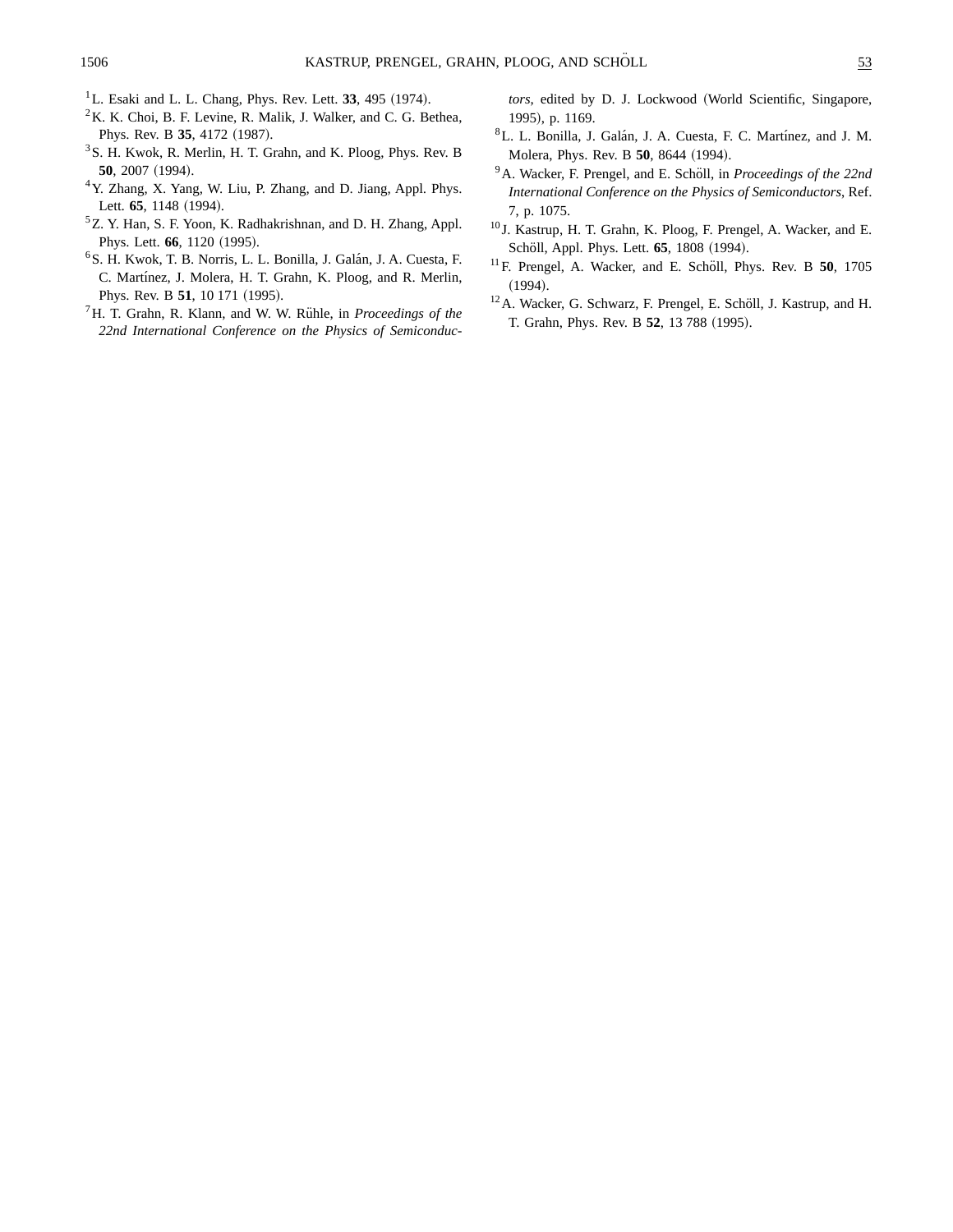[1] L. Esaki and L. L. Chang, Phys. Rev. Lett. **33**, 495 (1974).

[2] K. K. Choi, B. F. Levine, R. Malik, J. Walker, and C. G. Bethea, Phys. Rev. B **35**, 4172 (1987).

[3] S. H. Kwok, R. Merlin, H. T. Grahn, and K. Ploog, Phys. Rev. B **50**, 2007 (1994).

[4] Y. Zhang, X. Yang, W. Liu, P. Zhang, and D. Jiang, Appl. Phys. Lett. **65**, 1148 (1994).

[5] Z. Y. Han, S. F. Yoon, K. Radhakrishnan, and D. H. Zhang, Appl. Phys. Lett. **66**, 1120 (1995).

[6] S. H. Kwok, T. B. Norris, L. L. Bonilla, J. Galán, J. A. Cuesta, F. C. Martínez, J. Molera, H. T. Grahn, K. Ploog, and R. Merlin, Phys. Rev. B **51**, 10 171 (1995).

[7] H. T. Grahn, R. Klann, and W. W. Rühle, in *Proceedings of the 22nd International Conference on the Physics of Semiconductors*, edited by D. J. Lockwood (World Scientific, Singapore, 1995), p. 1169.

[8] L. L. Bonilla, J. Galán, J. A. Cuesta, F. C. Martínez, and J. M. Molera, Phys. Rev. B **50**, 8644 (1994).

[9] A. Wacker, F. Prengel, and E. Schöll, in *Proceedings of the 22nd International Conference on the Physics of Semiconductors*, Ref. 7, p. 1075.

[10] J. Kastrup, H. T. Grahn, K. Ploog, F. Prengel, A. Wacker, and E. Schöll, Appl. Phys. Lett. **65**, 1808 (1994).

[11] F. Prengel, A. Wacker, and E. Schöll, Phys. Rev. B **50**, 1705 (1994).

[12] A. Wacker, G. Schwarz, F. Prengel, E. Schöll, J. Kastrup, and H. T. Grahn, Phys. Rev. B **52**, 13 788 (1995).